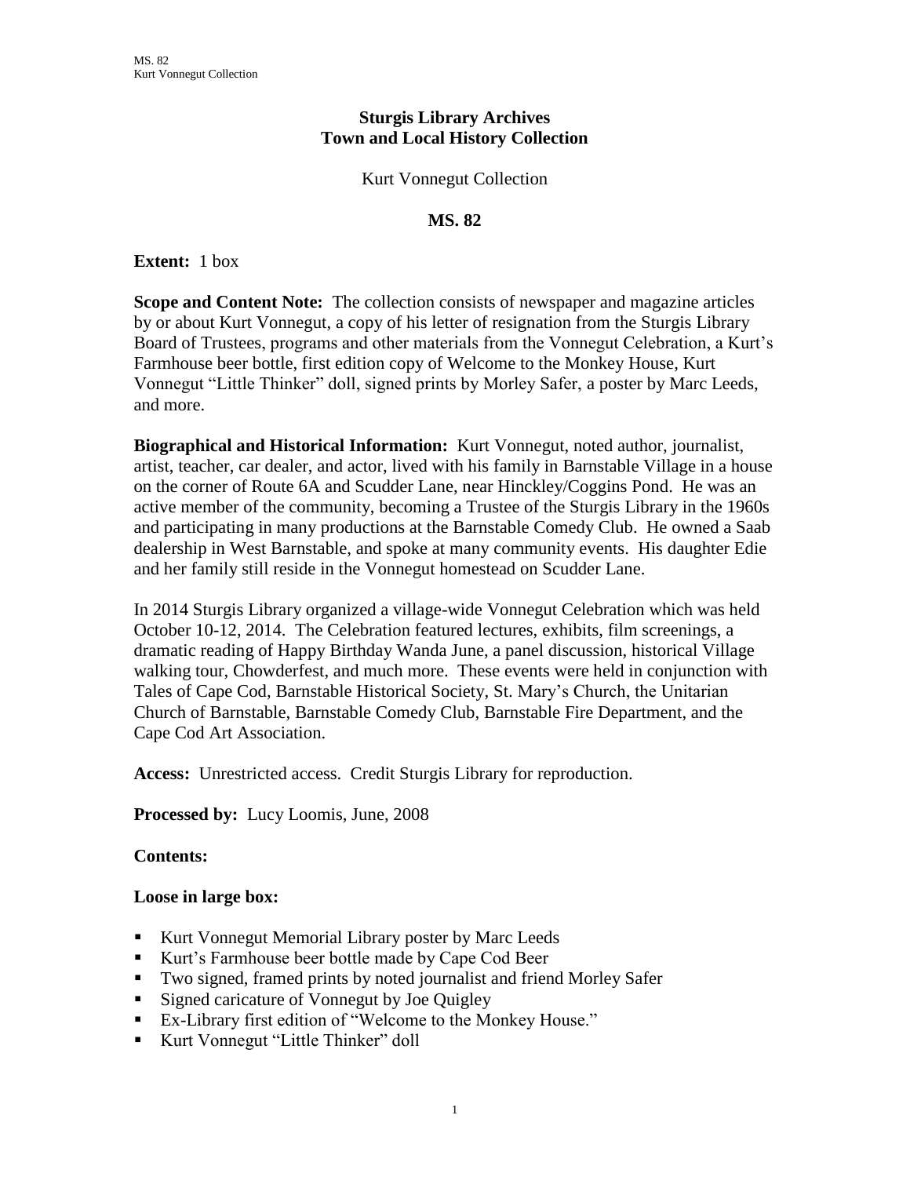# Sturgis Library Archives
# Town and Local History Collection

Kurt Vonnegut Collection

## MS. 82

**Extent:** 1 box

**Scope and Content Note:** The collection consists of newspaper and magazine articles by or about Kurt Vonnegut, a copy of his letter of resignation from the Sturgis Library Board of Trustees, programs and other materials from the Vonnegut Celebration, a Kurt's Farmhouse beer bottle, first edition copy of Welcome to the Monkey House, Kurt Vonnegut "Little Thinker" doll, signed prints by Morley Safer, a poster by Marc Leeds, and more.

**Biographical and Historical Information:** Kurt Vonnegut, noted author, journalist, artist, teacher, car dealer, and actor, lived with his family in Barnstable Village in a house on the corner of Route 6A and Scudder Lane, near Hinckley/Coggins Pond. He was an active member of the community, becoming a Trustee of the Sturgis Library in the 1960s and participating in many productions at the Barnstable Comedy Club. He owned a Saab dealership in West Barnstable, and spoke at many community events. His daughter Edie and her family still reside in the Vonnegut homestead on Scudder Lane.

In 2014 Sturgis Library organized a village-wide Vonnegut Celebration which was held October 10-12, 2014. The Celebration featured lectures, exhibits, film screenings, a dramatic reading of Happy Birthday Wanda June, a panel discussion, historical Village walking tour, Chowderfest, and much more. These events were held in conjunction with Tales of Cape Cod, Barnstable Historical Society, St. Mary's Church, the Unitarian Church of Barnstable, Barnstable Comedy Club, Barnstable Fire Department, and the Cape Cod Art Association.

**Access:** Unrestricted access. Credit Sturgis Library for reproduction.

**Processed by:** Lucy Loomis, June, 2008

**Contents:**

**Loose in large box:**

- Kurt Vonnegut Memorial Library poster by Marc Leeds
- Kurt's Farmhouse beer bottle made by Cape Cod Beer
- Two signed, framed prints by noted journalist and friend Morley Safer
- Signed caricature of Vonnegut by Joe Quigley
- Ex-Library first edition of "Welcome to the Monkey House."
- Kurt Vonnegut "Little Thinker" doll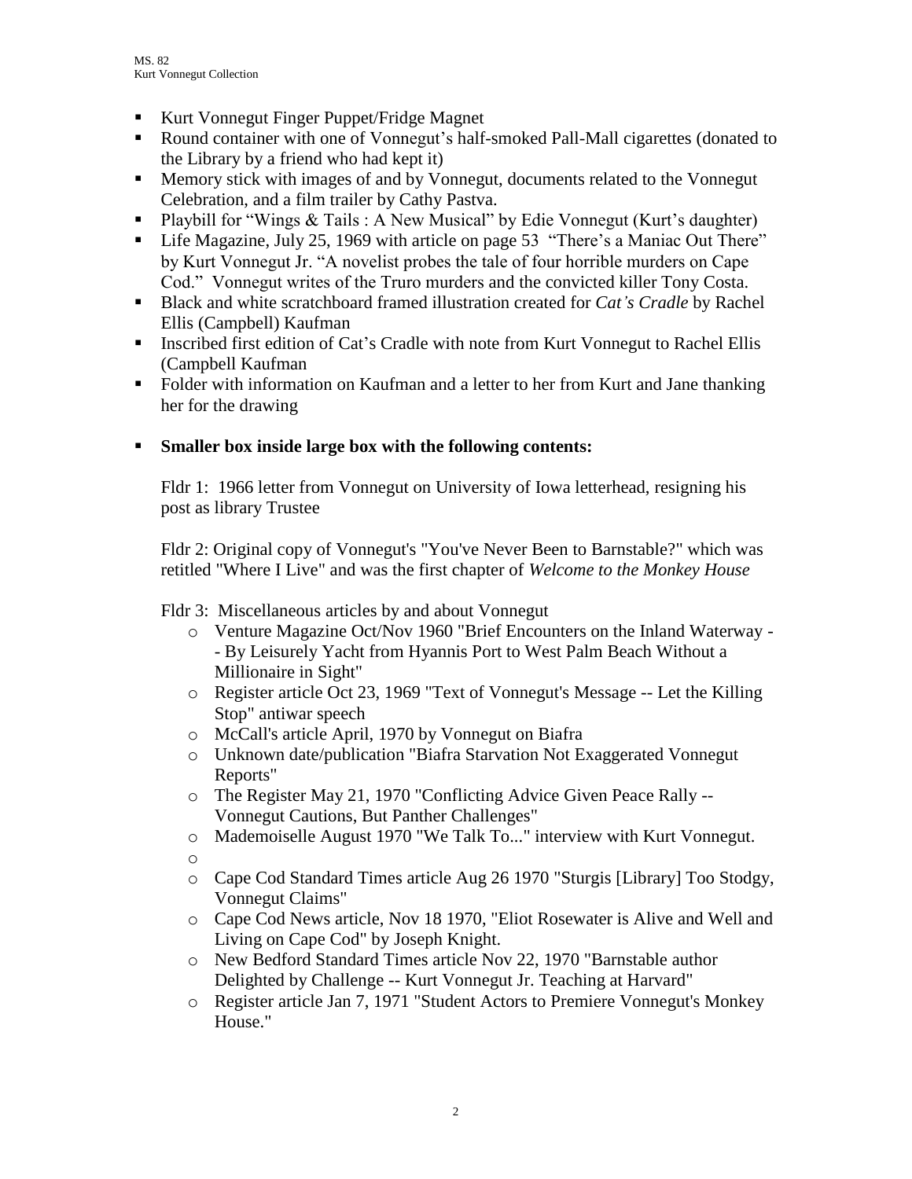- Kurt Vonnegut Finger Puppet/Fridge Magnet
- Round container with one of Vonnegut's half-smoked Pall-Mall cigarettes (donated to the Library by a friend who had kept it)
- Memory stick with images of and by Vonnegut, documents related to the Vonnegut Celebration, and a film trailer by Cathy Pastva.
- Playbill for "Wings & Tails : A New Musical" by Edie Vonnegut (Kurt's daughter)
- Life Magazine, July 25, 1969 with article on page 53 "There's a Maniac Out There" by Kurt Vonnegut Jr. "A novelist probes the tale of four horrible murders on Cape Cod." Vonnegut writes of the Truro murders and the convicted killer Tony Costa.
- Black and white scratchboard framed illustration created for *Cat's Cradle* by Rachel Ellis (Campbell) Kaufman
- Inscribed first edition of Cat's Cradle with note from Kurt Vonnegut to Rachel Ellis (Campbell Kaufman
- Folder with information on Kaufman and a letter to her from Kurt and Jane thanking her for the drawing
- **Smaller box inside large box with the following contents:**

  Fldr 1: 1966 letter from Vonnegut on University of Iowa letterhead, resigning his post as library Trustee

  Fldr 2: Original copy of Vonnegut's "You've Never Been to Barnstable?" which was retitled "Where I Live" and was the first chapter of *Welcome to the Monkey House*

  Fldr 3: Miscellaneous articles by and about Vonnegut

  - Venture Magazine Oct/Nov 1960 "Brief Encounters on the Inland Waterway -- By Leisurely Yacht from Hyannis Port to West Palm Beach Without a Millionaire in Sight"
  - Register article Oct 23, 1969 "Text of Vonnegut's Message -- Let the Killing Stop" antiwar speech
  - McCall's article April, 1970 by Vonnegut on Biafra
  - Unknown date/publication "Biafra Starvation Not Exaggerated Vonnegut Reports"
  - The Register May 21, 1970 "Conflicting Advice Given Peace Rally -- Vonnegut Cautions, But Panther Challenges"
  - Mademoiselle August 1970 "We Talk To..." interview with Kurt Vonnegut.
  - 
  - Cape Cod Standard Times article Aug 26 1970 "Sturgis [Library] Too Stodgy, Vonnegut Claims"
  - Cape Cod News article, Nov 18 1970, "Eliot Rosewater is Alive and Well and Living on Cape Cod" by Joseph Knight.
  - New Bedford Standard Times article Nov 22, 1970 "Barnstable author Delighted by Challenge -- Kurt Vonnegut Jr. Teaching at Harvard"
  - Register article Jan 7, 1971 "Student Actors to Premiere Vonnegut's Monkey House."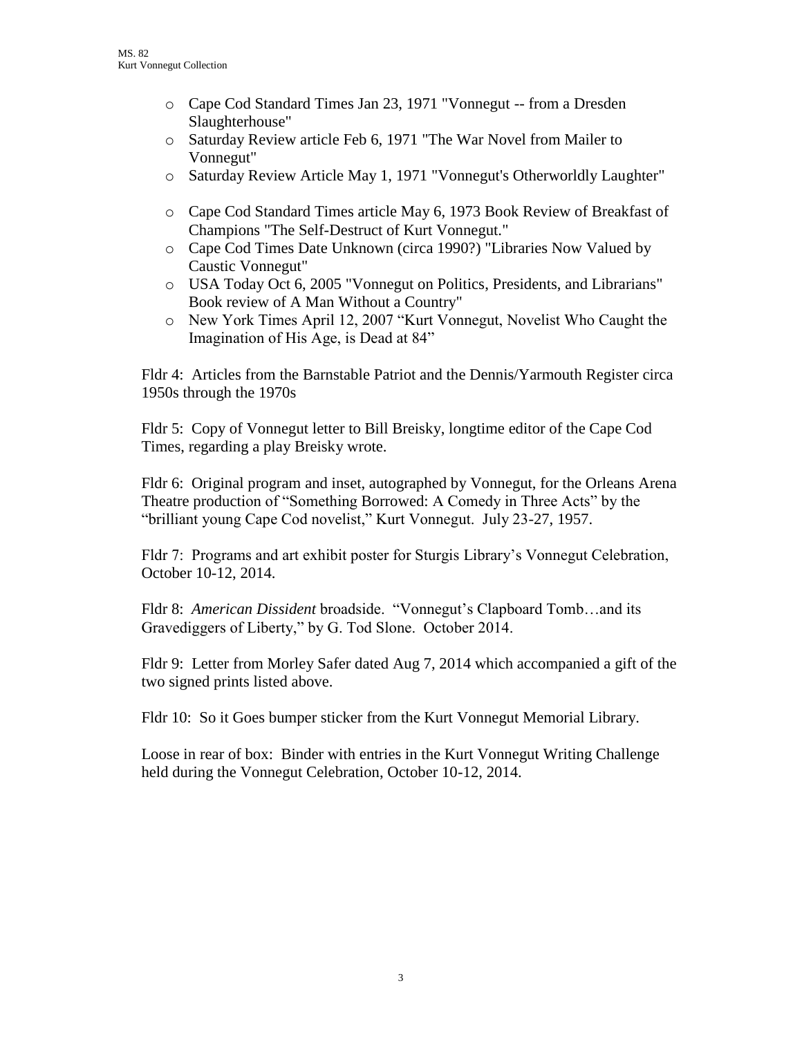- Cape Cod Standard Times Jan 23, 1971 "Vonnegut -- from a Dresden Slaughterhouse"
- Saturday Review article Feb 6, 1971 "The War Novel from Mailer to Vonnegut"
- Saturday Review Article May 1, 1971 "Vonnegut's Otherworldly Laughter"
- Cape Cod Standard Times article May 6, 1973 Book Review of Breakfast of Champions "The Self-Destruct of Kurt Vonnegut."
- Cape Cod Times Date Unknown (circa 1990?) "Libraries Now Valued by Caustic Vonnegut"
- USA Today Oct 6, 2005 "Vonnegut on Politics, Presidents, and Librarians" Book review of A Man Without a Country"
- New York Times April 12, 2007 "Kurt Vonnegut, Novelist Who Caught the Imagination of His Age, is Dead at 84"

Fldr 4: Articles from the Barnstable Patriot and the Dennis/Yarmouth Register circa 1950s through the 1970s

Fldr 5: Copy of Vonnegut letter to Bill Breisky, longtime editor of the Cape Cod Times, regarding a play Breisky wrote.

Fldr 6: Original program and inset, autographed by Vonnegut, for the Orleans Arena Theatre production of "Something Borrowed: A Comedy in Three Acts" by the "brilliant young Cape Cod novelist," Kurt Vonnegut. July 23-27, 1957.

Fldr 7: Programs and art exhibit poster for Sturgis Library's Vonnegut Celebration, October 10-12, 2014.

Fldr 8: *American Dissident* broadside. "Vonnegut's Clapboard Tomb…and its Gravediggers of Liberty," by G. Tod Slone. October 2014.

Fldr 9: Letter from Morley Safer dated Aug 7, 2014 which accompanied a gift of the two signed prints listed above.

Fldr 10: So it Goes bumper sticker from the Kurt Vonnegut Memorial Library.

Loose in rear of box: Binder with entries in the Kurt Vonnegut Writing Challenge held during the Vonnegut Celebration, October 10-12, 2014.